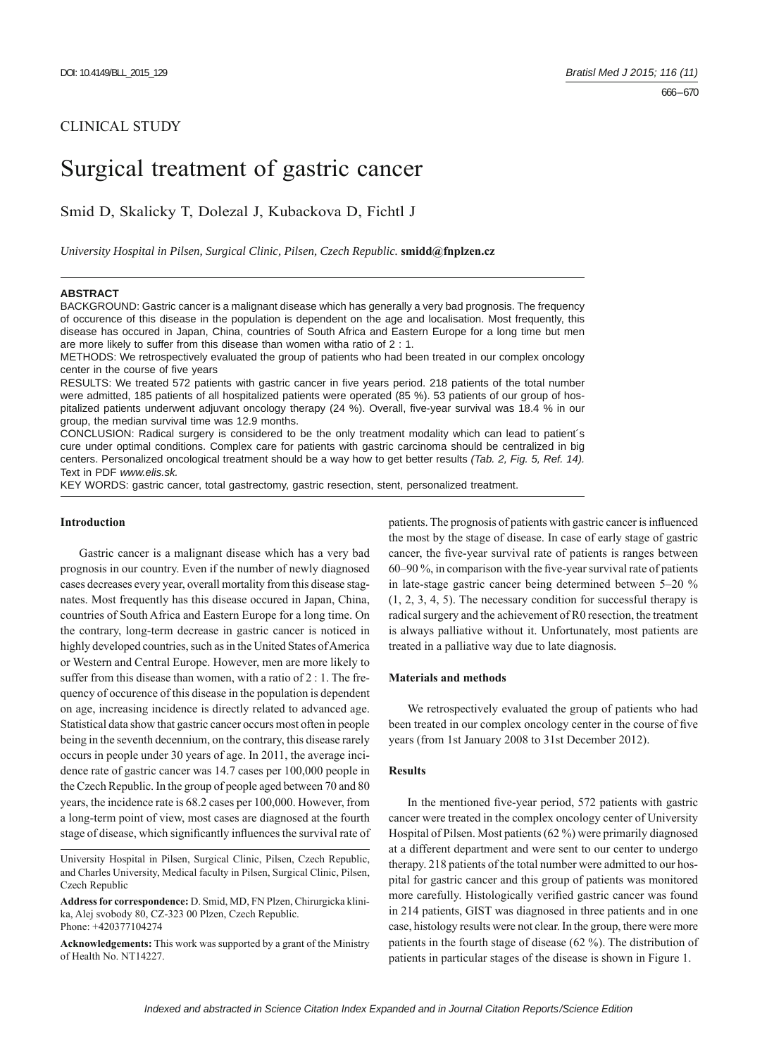CLINICAL STUDY

# Surgical treatment of gastric cancer

Smid D, Skalicky T, Dolezal J, Kubackova D, Fichtl J

*University Hospital in Pilsen, Surgical Clinic, Pilsen, Czech Republic.* **smidd@fnplzen.cz**

**ABSTRACT**

BACKGROUND: Gastric cancer is a malignant disease which has generally a very bad prognosis. The frequency of occurence of this disease in the population is dependent on the age and localisation. Most frequently, this disease has occured in Japan, China, countries of South Africa and Eastern Europe for a long time but men are more likely to suffer from this disease than women witha ratio of 2 : 1.

METHODS: We retrospectively evaluated the group of patients who had been treated in our complex oncology center in the course of five years

RESULTS: We treated 572 patients with gastric cancer in five years period. 218 patients of the total number were admitted, 185 patients of all hospitalized patients were operated (85 %). 53 patients of our group of hospitalized patients underwent adjuvant oncology therapy (24 %). Overall, five-year survival was 18.4 % in our group, the median survival time was 12.9 months.

CONCLUSION: Radical surgery is considered to be the only treatment modality which can lead to patient´s cure under optimal conditions. Complex care for patients with gastric carcinoma should be centralized in big centers. Personalized oncological treatment should be a way how to get better results *(Tab. 2, Fig. 5, Ref. 14).* Text in PDF *www.elis.sk.*

KEY WORDS: gastric cancer, total gastrectomy, gastric resection, stent, personalized treatment.

## Introduction

Gastric cancer is a malignant disease which has a very bad prognosis in our country. Even if the number of newly diagnosed cases decreases every year, overall mortality from this disease stagnates. Most frequently has this disease occured in Japan, China, countries of South Africa and Eastern Europe for a long time. On the contrary, long-term decrease in gastric cancer is noticed in highly developed countries, such as in the United States of America or Western and Central Europe. However, men are more likely to suffer from this disease than women, with a ratio of 2 : 1. The frequency of occurence of this disease in the population is dependent on age, increasing incidence is directly related to advanced age. Statistical data show that gastric cancer occurs most often in people being in the seventh decennium, on the contrary, this disease rarely occurs in people under 30 years of age. In 2011, the average incidence rate of gastric cancer was 14.7 cases per 100,000 people in the Czech Republic. In the group of people aged between 70 and 80 years, the incidence rate is 68.2 cases per 100,000. However, from a long-term point of view, most cases are diagnosed at the fourth stage of disease, which significantly influences the survival rate of patients. The prognosis of patients with gastric cancer is influenced the most by the stage of disease. In case of early stage of gastric cancer, the five-year survival rate of patients is ranges between 60–90 %, in comparison with the five-year survival rate of patients in late-stage gastric cancer being determined between 5–20 % (1, 2, 3, 4, 5). The necessary condition for successful therapy is radical surgery and the achievement of R0 resection, the treatment is always palliative without it. Unfortunately, most patients are treated in a palliative way due to late diagnosis.

University Hospital in Pilsen, Surgical Clinic, Pilsen, Czech Republic, and Charles University, Medical faculty in Pilsen, Surgical Clinic, Pilsen, Czech Republic

**Address for correspondence:** D. Smid, MD, FN Plzen, Chirurgicka klinika, Alej svobody 80, CZ-323 00 Plzen, Czech Republic.
Phone: +420377104274

**Acknowledgements:** This work was supported by a grant of the Ministry of Health No. NT14227.

## Materials and methods

We retrospectively evaluated the group of patients who had been treated in our complex oncology center in the course of five years (from 1st January 2008 to 31st December 2012).

## Results

In the mentioned five-year period, 572 patients with gastric cancer were treated in the complex oncology center of University Hospital of Pilsen. Most patients (62 %) were primarily diagnosed at a different department and were sent to our center to undergo therapy. 218 patients of the total number were admitted to our hospital for gastric cancer and this group of patients was monitored more carefully. Histologically verified gastric cancer was found in 214 patients, GIST was diagnosed in three patients and in one case, histology results were not clear. In the group, there were more patients in the fourth stage of disease (62 %). The distribution of patients in particular stages of the disease is shown in Figure 1.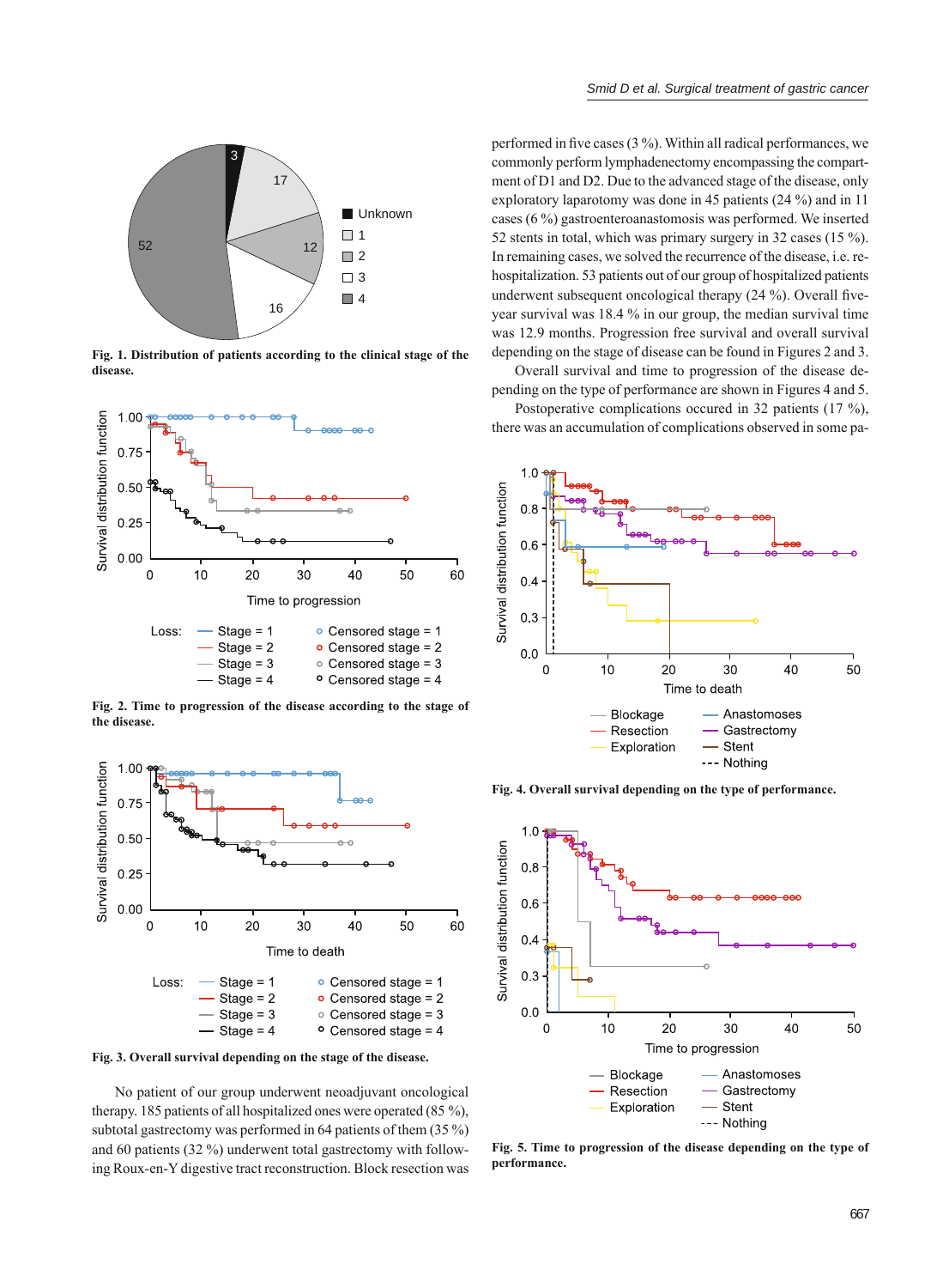**Fig. 1. Distribution of patients according to the clinical stage of the disease.**

**Fig. 2. Time to progression of the disease according to the stage of the disease.**

**Fig. 3. Overall survival depending on the stage of the disease.**

No patient of our group underwent neoadjuvant oncological therapy. 185 patients of all hospitalized ones were operated (85 %), subtotal gastrectomy was performed in 64 patients of them (35 %) and 60 patients (32 %) underwent total gastrectomy with following Roux-en-Y digestive tract reconstruction. Block resection was performed in five cases (3 %). Within all radical performances, we commonly perform lymphadenectomy encompassing the compartment of D1 and D2. Due to the advanced stage of the disease, only exploratory laparotomy was done in 45 patients (24 %) and in 11 cases (6 %) gastroenteroanastomosis was performed. We inserted 52 stents in total, which was primary surgery in 32 cases (15 %). In remaining cases, we solved the recurrence of the disease, i.e. rehospitalization. 53 patients out of our group of hospitalized patients underwent subsequent oncological therapy (24 %). Overall five-year survival was 18.4 % in our group, the median survival time was 12.9 months. Progression free survival and overall survival depending on the stage of disease can be found in Figures 2 and 3.

Overall survival and time to progression of the disease depending on the type of performance are shown in Figures 4 and 5.

Postoperative complications occured in 32 patients (17 %), there was an accumulation of complications observed in some pa-

**Fig. 4. Overall survival depending on the type of performance.**

**Fig. 5. Time to progression of the disease depending on the type of performance.**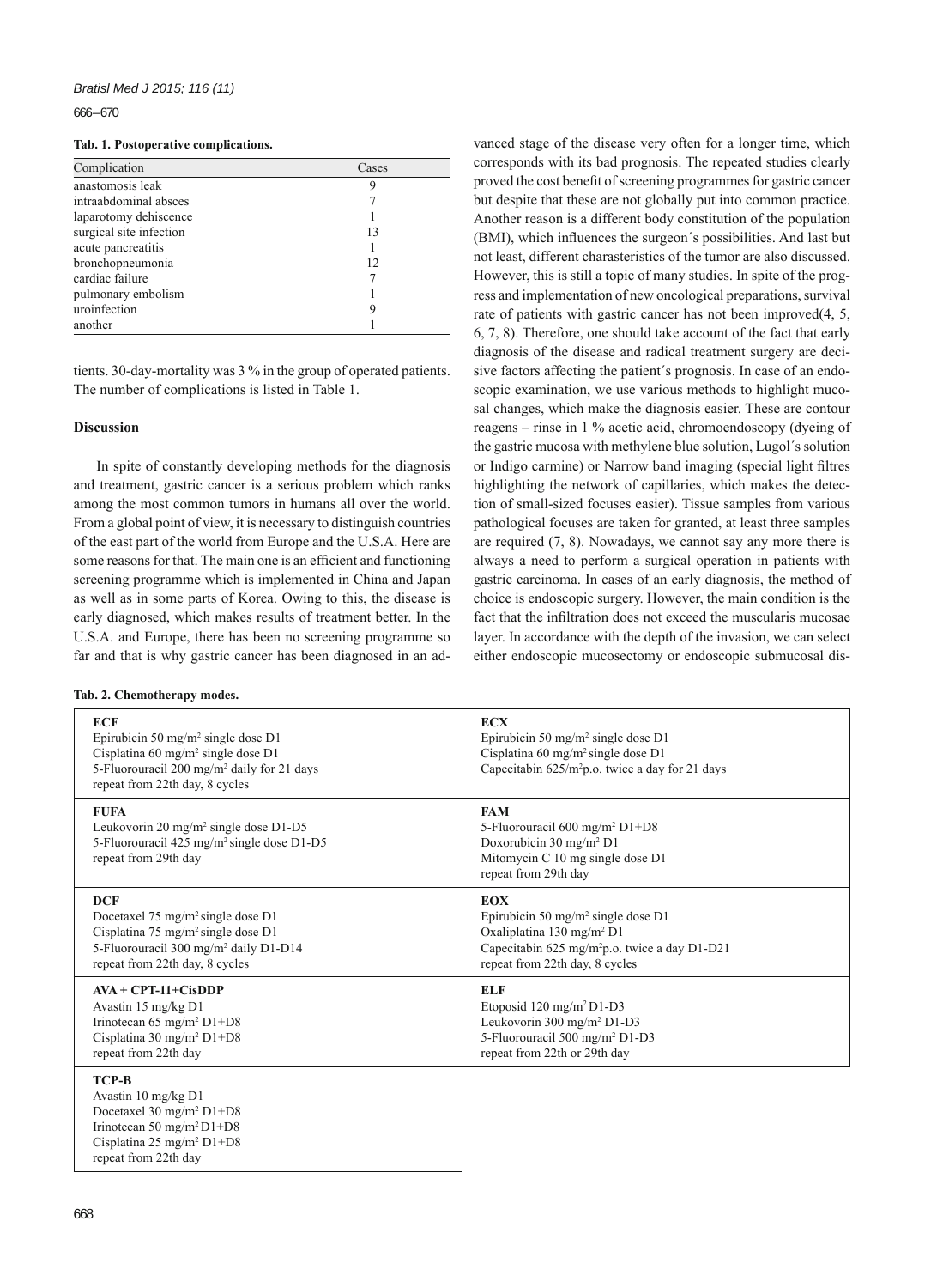**Tab. 1. Postoperative complications.**

| Complication | Cases |
|---|---|
| anastomosis leak | 9 |
| intraabdominal absces | 7 |
| laparotomy dehiscence | 1 |
| surgical site infection | 13 |
| acute pancreatitis | 1 |
| bronchopneumonia | 12 |
| cardiac failure | 7 |
| pulmonary embolism | 1 |
| uroinfection | 9 |
| another | 1 |

tients. 30-day-mortality was 3 % in the group of operated patients. The number of complications is listed in Table 1.

## Discussion

In spite of constantly developing methods for the diagnosis and treatment, gastric cancer is a serious problem which ranks among the most common tumors in humans all over the world. From a global point of view, it is necessary to distinguish countries of the east part of the world from Europe and the U.S.A. Here are some reasons for that. The main one is an efficient and functioning screening programme which is implemented in China and Japan as well as in some parts of Korea. Owing to this, the disease is early diagnosed, which makes results of treatment better. In the U.S.A. and Europe, there has been no screening programme so far and that is why gastric cancer has been diagnosed in an advanced stage of the disease very often for a longer time, which corresponds with its bad prognosis. The repeated studies clearly proved the cost benefit of screening programmes for gastric cancer but despite that these are not globally put into common practice. Another reason is a different body constitution of the population (BMI), which influences the surgeon´s possibilities. And last but not least, different charasteristics of the tumor are also discussed. However, this is still a topic of many studies. In spite of the progress and implementation of new oncological preparations, survival rate of patients with gastric cancer has not been improved(4, 5, 6, 7, 8). Therefore, one should take account of the fact that early diagnosis of the disease and radical treatment surgery are decisive factors affecting the patient´s prognosis. In case of an endoscopic examination, we use various methods to highlight mucosal changes, which make the diagnosis easier. These are contour reagens – rinse in 1 % acetic acid, chromoendoscopy (dyeing of the gastric mucosa with methylene blue solution, Lugol´s solution or Indigo carmine) or Narrow band imaging (special light filtres highlighting the network of capillaries, which makes the detection of small-sized focuses easier). Tissue samples from various pathological focuses are taken for granted, at least three samples are required (7, 8). Nowadays, we cannot say any more there is always a need to perform a surgical operation in patients with gastric carcinoma. In cases of an early diagnosis, the method of choice is endoscopic surgery. However, the main condition is the fact that the infiltration does not exceed the muscularis mucosae layer. In accordance with the depth of the invasion, we can select either endoscopic mucosectomy or endoscopic submucosal dis-

**Tab. 2. Chemotherapy modes.**

| | |
|---|---|
| **ECF**<br>Epirubicin 50 mg/m² single dose D1<br>Cisplatina 60 mg/m² single dose D1<br>5-Fluorouracil 200 mg/m² daily for 21 days<br>repeat from 22th day, 8 cycles | **ECX**<br>Epirubicin 50 mg/m² single dose D1<br>Cisplatina 60 mg/m² single dose D1<br>Capecitabin 625/m²p.o. twice a day for 21 days |
| **FUFA**<br>Leukovorin 20 mg/m² single dose D1-D5<br>5-Fluorouracil 425 mg/m² single dose D1-D5<br>repeat from 29th day | **FAM**<br>5-Fluorouracil 600 mg/m² D1+D8<br>Doxorubicin 30 mg/m² D1<br>Mitomycin C 10 mg single dose D1<br>repeat from 29th day |
| **DCF**<br>Docetaxel 75 mg/m² single dose D1<br>Cisplatina 75 mg/m² single dose D1<br>5-Fluorouracil 300 mg/m² daily D1-D14<br>repeat from 22th day, 8 cycles | **EOX**<br>Epirubicin 50 mg/m² single dose D1<br>Oxaliplatina 130 mg/m² D1<br>Capecitabin 625 mg/m²p.o. twice a day D1-D21<br>repeat from 22th day, 8 cycles |
| **AVA + CPT-11+CisDDP**<br>Avastin 15 mg/kg D1<br>Irinotecan 65 mg/m² D1+D8<br>Cisplatina 30 mg/m² D1+D8<br>repeat from 22th day | **ELF**<br>Etoposid 120 mg/m² D1-D3<br>Leukovorin 300 mg/m² D1-D3<br>5-Fluorouracil 500 mg/m² D1-D3<br>repeat from 22th or 29th day |
| **TCP-B**<br>Avastin 10 mg/kg D1<br>Docetaxel 30 mg/m² D1+D8<br>Irinotecan 50 mg/m² D1+D8<br>Cisplatina 25 mg/m² D1+D8<br>repeat from 22th day | |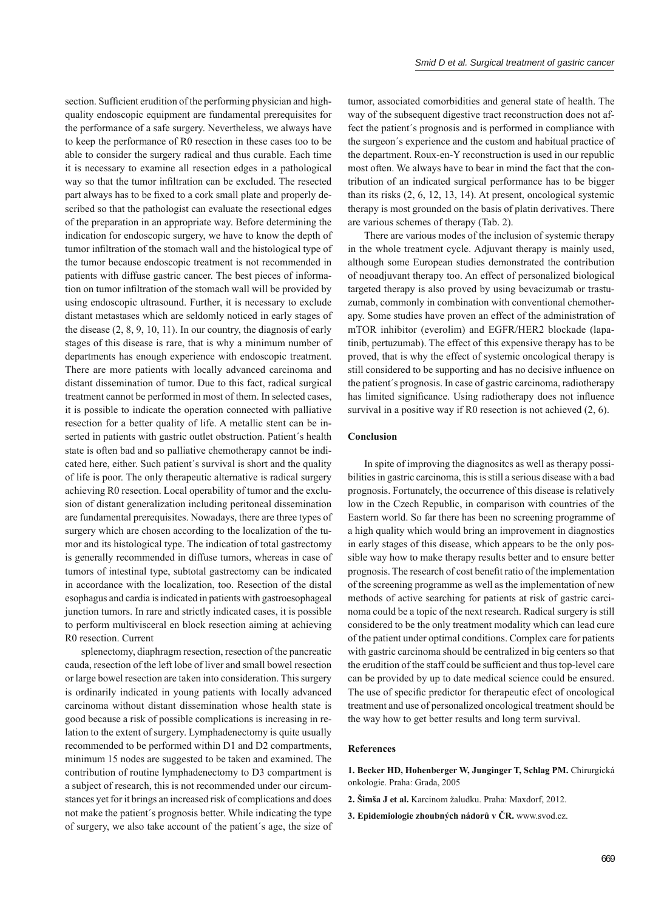section. Sufficient erudition of the performing physician and high-quality endoscopic equipment are fundamental prerequisites for the performance of a safe surgery. Nevertheless, we always have to keep the performance of R0 resection in these cases too to be able to consider the surgery radical and thus curable. Each time it is necessary to examine all resection edges in a pathological way so that the tumor infiltration can be excluded. The resected part always has to be fixed to a cork small plate and properly described so that the pathologist can evaluate the resectional edges of the preparation in an appropriate way. Before determining the indication for endoscopic surgery, we have to know the depth of tumor infiltration of the stomach wall and the histological type of the tumor because endoscopic treatment is not recommended in patients with diffuse gastric cancer. The best pieces of information on tumor infiltration of the stomach wall will be provided by using endoscopic ultrasound. Further, it is necessary to exclude distant metastases which are seldomly noticed in early stages of the disease (2, 8, 9, 10, 11). In our country, the diagnosis of early stages of this disease is rare, that is why a minimum number of departments has enough experience with endoscopic treatment. There are more patients with locally advanced carcinoma and distant dissemination of tumor. Due to this fact, radical surgical treatment cannot be performed in most of them. In selected cases, it is possible to indicate the operation connected with palliative resection for a better quality of life. A metallic stent can be inserted in patients with gastric outlet obstruction. Patient´s health state is often bad and so palliative chemotherapy cannot be indicated here, either. Such patient´s survival is short and the quality of life is poor. The only therapeutic alternative is radical surgery achieving R0 resection. Local operability of tumor and the exclusion of distant generalization including peritoneal dissemination are fundamental prerequisites. Nowadays, there are three types of surgery which are chosen according to the localization of the tumor and its histological type. The indication of total gastrectomy is generally recommended in diffuse tumors, whereas in case of tumors of intestinal type, subtotal gastrectomy can be indicated in accordance with the localization, too. Resection of the distal esophagus and cardia is indicated in patients with gastroesophageal junction tumors. In rare and strictly indicated cases, it is possible to perform multivisceral en block resection aiming at achieving R0 resection. Current

splenectomy, diaphragm resection, resection of the pancreatic cauda, resection of the left lobe of liver and small bowel resection or large bowel resection are taken into consideration. This surgery is ordinarily indicated in young patients with locally advanced carcinoma without distant dissemination whose health state is good because a risk of possible complications is increasing in relation to the extent of surgery. Lymphadenectomy is quite usually recommended to be performed within D1 and D2 compartments, minimum 15 nodes are suggested to be taken and examined. The contribution of routine lymphadenectomy to D3 compartment is a subject of research, this is not recommended under our circumstances yet for it brings an increased risk of complications and does not make the patient´s prognosis better. While indicating the type of surgery, we also take account of the patient´s age, the size of tumor, associated comorbidities and general state of health. The way of the subsequent digestive tract reconstruction does not affect the patient´s prognosis and is performed in compliance with the surgeon´s experience and the custom and habitual practice of the department. Roux-en-Y reconstruction is used in our republic most often. We always have to bear in mind the fact that the contribution of an indicated surgical performance has to be bigger than its risks (2, 6, 12, 13, 14). At present, oncological systemic therapy is most grounded on the basis of platin derivatives. There are various schemes of therapy (Tab. 2).

There are various modes of the inclusion of systemic therapy in the whole treatment cycle. Adjuvant therapy is mainly used, although some European studies demonstrated the contribution of neoadjuvant therapy too. An effect of personalized biological targeted therapy is also proved by using bevacizumab or trastuzumab, commonly in combination with conventional chemotherapy. Some studies have proven an effect of the administration of mTOR inhibitor (everolim) and EGFR/HER2 blockade (lapatinib, pertuzumab). The effect of this expensive therapy has to be proved, that is why the effect of systemic oncological therapy is still considered to be supporting and has no decisive influence on the patient´s prognosis. In case of gastric carcinoma, radiotherapy has limited significance. Using radiotherapy does not influence survival in a positive way if R0 resection is not achieved (2, 6).

## Conclusion

In spite of improving the diagnositcs as well as therapy possibilities in gastric carcinoma, this is still a serious disease with a bad prognosis. Fortunately, the occurrence of this disease is relatively low in the Czech Republic, in comparison with countries of the Eastern world. So far there has been no screening programme of a high quality which would bring an improvement in diagnostics in early stages of this disease, which appears to be the only possible way how to make therapy results better and to ensure better prognosis. The research of cost benefit ratio of the implementation of the screening programme as well as the implementation of new methods of active searching for patients at risk of gastric carcinoma could be a topic of the next research. Radical surgery is still considered to be the only treatment modality which can lead cure of the patient under optimal conditions. Complex care for patients with gastric carcinoma should be centralized in big centers so that the erudition of the staff could be sufficient and thus top-level care can be provided by up to date medical science could be ensured. The use of specific predictor for therapeutic efect of oncological treatment and use of personalized oncological treatment should be the way how to get better results and long term survival.

## References

**1. Becker HD, Hohenberger W, Junginger T, Schlag PM.** Chirurgická onkologie. Praha: Grada, 2005

**2. Šimša J et al.** Karcinom žaludku. Praha: Maxdorf, 2012.

**3. Epidemiologie zhoubných nádorů v ČR.** www.svod.cz.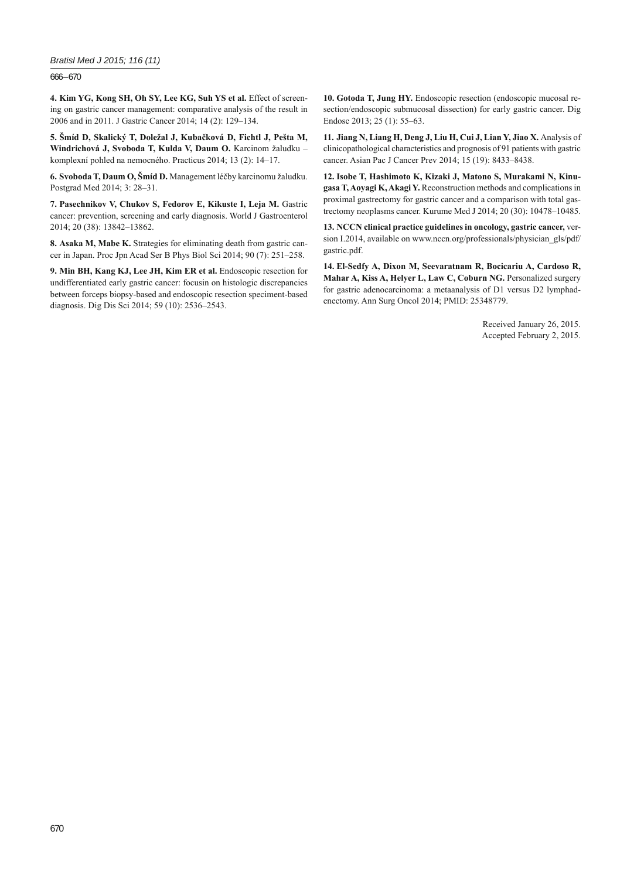**4. Kim YG, Kong SH, Oh SY, Lee KG, Suh YS et al.** Effect of screening on gastric cancer management: comparative analysis of the result in 2006 and in 2011. J Gastric Cancer 2014; 14 (2): 129–134.

**5. Šmíd D, Skalický T, Doležal J, Kubačková D, Fichtl J, Pešta M, Windrichová J, Svoboda T, Kulda V, Daum O.** Karcinom žaludku – komplexní pohled na nemocného. Practicus 2014; 13 (2): 14–17.

**6. Svoboda T, Daum O, Šmíd D.** Management léčby karcinomu žaludku. Postgrad Med 2014; 3: 28–31.

**7. Pasechnikov V, Chukov S, Fedorov E, Kikuste I, Leja M.** Gastric cancer: prevention, screening and early diagnosis. World J Gastroenterol 2014; 20 (38): 13842–13862.

**8. Asaka M, Mabe K.** Strategies for eliminating death from gastric cancer in Japan. Proc Jpn Acad Ser B Phys Biol Sci 2014; 90 (7): 251–258.

**9. Min BH, Kang KJ, Lee JH, Kim ER et al.** Endoscopic resection for undifferentiated early gastric cancer: focusin on histologic discrepancies between forceps biopsy-based and endoscopic resection speciment-based diagnosis. Dig Dis Sci 2014; 59 (10): 2536–2543.

**10. Gotoda T, Jung HY.** Endoscopic resection (endoscopic mucosal resection/endoscopic submucosal dissection) for early gastric cancer. Dig Endosc 2013; 25 (1): 55–63.

**11. Jiang N, Liang H, Deng J, Liu H, Cui J, Lian Y, Jiao X.** Analysis of clinicopathological characteristics and prognosis of 91 patients with gastric cancer. Asian Pac J Cancer Prev 2014; 15 (19): 8433–8438.

**12. Isobe T, Hashimoto K, Kizaki J, Matono S, Murakami N, Kinugasa T, Aoyagi K, Akagi Y.** Reconstruction methods and complications in proximal gastrectomy for gastric cancer and a comparison with total gastrectomy neoplasms cancer. Kurume Med J 2014; 20 (30): 10478–10485.

**13. NCCN clinical practice guidelines in oncology, gastric cancer,** version I.2014, available on www.nccn.org/professionals/physician_gls/pdf/gastric.pdf.

**14. El-Sedfy A, Dixon M, Seevaratnam R, Bocicariu A, Cardoso R, Mahar A, Kiss A, Helyer L, Law C, Coburn NG.** Personalized surgery for gastric adenocarcinoma: a metaanalysis of D1 versus D2 lymphadenectomy. Ann Surg Oncol 2014; PMID: 25348779.

Received January 26, 2015.
Accepted February 2, 2015.